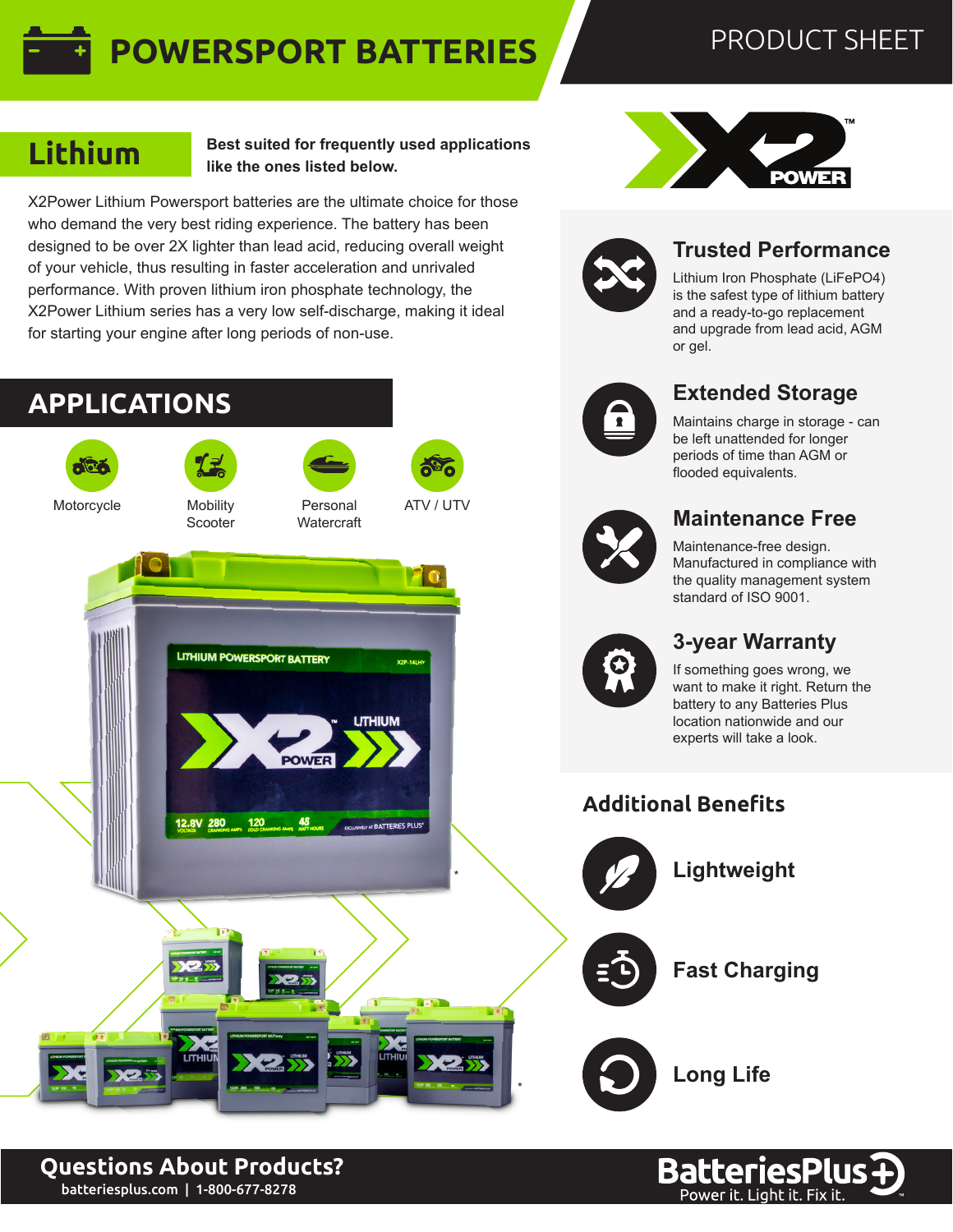# POWERSPORT BATTERIES

PRODUCT SHEET

## Lithium

**Best suited for frequently used applications like the ones listed below.**

X2Power Lithium Powersport batteries are the ultimate choice for those who demand the very best riding experience. The battery has been designed to be over 2X lighter than lead acid, reducing overall weight of your vehicle, thus resulting in faster acceleration and unrivaled performance. With proven lithium iron phosphate technology, the X2Power Lithium series has a very low self-discharge, making it ideal for starting your engine after long periods of non-use.

## APPLICATIONS

- Motorcycle
- Mobility Scooter
- Personal Watercraft
- ATV / UTV

### Trusted Performance

Lithium Iron Phosphate (LiFePO4) is the safest type of lithium battery and a ready-to-go replacement and upgrade from lead acid, AGM or gel.

### Extended Storage

Maintains charge in storage - can be left unattended for longer periods of time than AGM or flooded equivalents.

### Maintenance Free

Maintenance-free design. Manufactured in compliance with the quality management system standard of ISO 9001.

### 3-year Warranty

If something goes wrong, we want to make it right. Return the battery to any Batteries Plus location nationwide and our experts will take a look.

## Additional Benefits

- Lightweight
- Fast Charging
- Long Life

**Questions About Products?**
batteriesplus.com | 1-800-677-8278

BatteriesPlus
Power it. Light it. Fix it.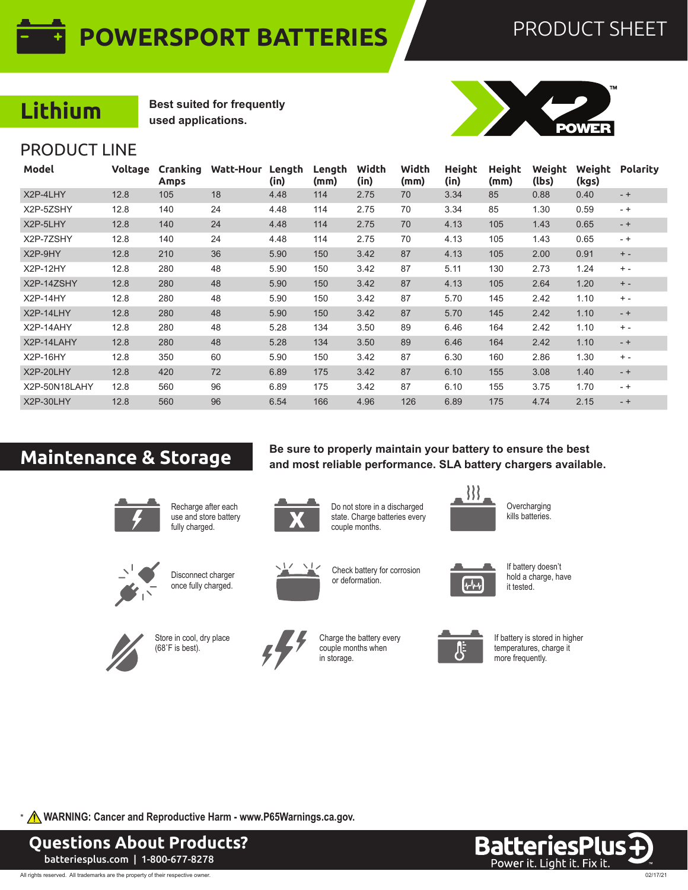# POWERSPORT BATTERIES

PRODUCT SHEET

## Lithium

**Best suited for frequently used applications.**

X2 POWER™

## PRODUCT LINE

| Model | Voltage | Cranking Amps | Watt-Hour | Length (in) | Length (mm) | Width (in) | Width (mm) | Height (in) | Height (mm) | Weight (lbs) | Weight (kgs) | Polarity |
|---|---|---|---|---|---|---|---|---|---|---|---|---|
| X2P-4LHY | 12.8 | 105 | 18 | 4.48 | 114 | 2.75 | 70 | 3.34 | 85 | 0.88 | 0.40 | - + |
| X2P-5ZSHY | 12.8 | 140 | 24 | 4.48 | 114 | 2.75 | 70 | 3.34 | 85 | 1.30 | 0.59 | - + |
| X2P-5LHY | 12.8 | 140 | 24 | 4.48 | 114 | 2.75 | 70 | 4.13 | 105 | 1.43 | 0.65 | - + |
| X2P-7ZSHY | 12.8 | 140 | 24 | 4.48 | 114 | 2.75 | 70 | 4.13 | 105 | 1.43 | 0.65 | - + |
| X2P-9HY | 12.8 | 210 | 36 | 5.90 | 150 | 3.42 | 87 | 4.13 | 105 | 2.00 | 0.91 | + - |
| X2P-12HY | 12.8 | 280 | 48 | 5.90 | 150 | 3.42 | 87 | 5.11 | 130 | 2.73 | 1.24 | + - |
| X2P-14ZSHY | 12.8 | 280 | 48 | 5.90 | 150 | 3.42 | 87 | 4.13 | 105 | 2.64 | 1.20 | + - |
| X2P-14HY | 12.8 | 280 | 48 | 5.90 | 150 | 3.42 | 87 | 5.70 | 145 | 2.42 | 1.10 | + - |
| X2P-14LHY | 12.8 | 280 | 48 | 5.90 | 150 | 3.42 | 87 | 5.70 | 145 | 2.42 | 1.10 | - + |
| X2P-14AHY | 12.8 | 280 | 48 | 5.28 | 134 | 3.50 | 89 | 6.46 | 164 | 2.42 | 1.10 | + - |
| X2P-14LAHY | 12.8 | 280 | 48 | 5.28 | 134 | 3.50 | 89 | 6.46 | 164 | 2.42 | 1.10 | - + |
| X2P-16HY | 12.8 | 350 | 60 | 5.90 | 150 | 3.42 | 87 | 6.30 | 160 | 2.86 | 1.30 | + - |
| X2P-20LHY | 12.8 | 420 | 72 | 6.89 | 175 | 3.42 | 87 | 6.10 | 155 | 3.08 | 1.40 | - + |
| X2P-50N18LAHY | 12.8 | 560 | 96 | 6.89 | 175 | 3.42 | 87 | 6.10 | 155 | 3.75 | 1.70 | - + |
| X2P-30LHY | 12.8 | 560 | 96 | 6.54 | 166 | 4.96 | 126 | 6.89 | 175 | 4.74 | 2.15 | - + |

## Maintenance & Storage

**Be sure to properly maintain your battery to ensure the best and most reliable performance. SLA battery chargers available.**

- Recharge after each use and store battery fully charged.
- Do not store in a discharged state. Charge batteries every couple months.
- Overcharging kills batteries.
- Disconnect charger once fully charged.
- Check battery for corrosion or deformation.
- If battery doesn't hold a charge, have it tested.
- Store in cool, dry place (68˚F is best).
- Charge the battery every couple months when in storage.
- If battery is stored in higher temperatures, charge it more frequently.

* ⚠ **WARNING: Cancer and Reproductive Harm - www.P65Warnings.ca.gov.**

**Questions About Products?**
batteriesplus.com | 1-800-677-8278

BatteriesPlus
Power it. Light it. Fix it.

All rights reserved. All trademarks are the property of their respective owner.

02/17/21